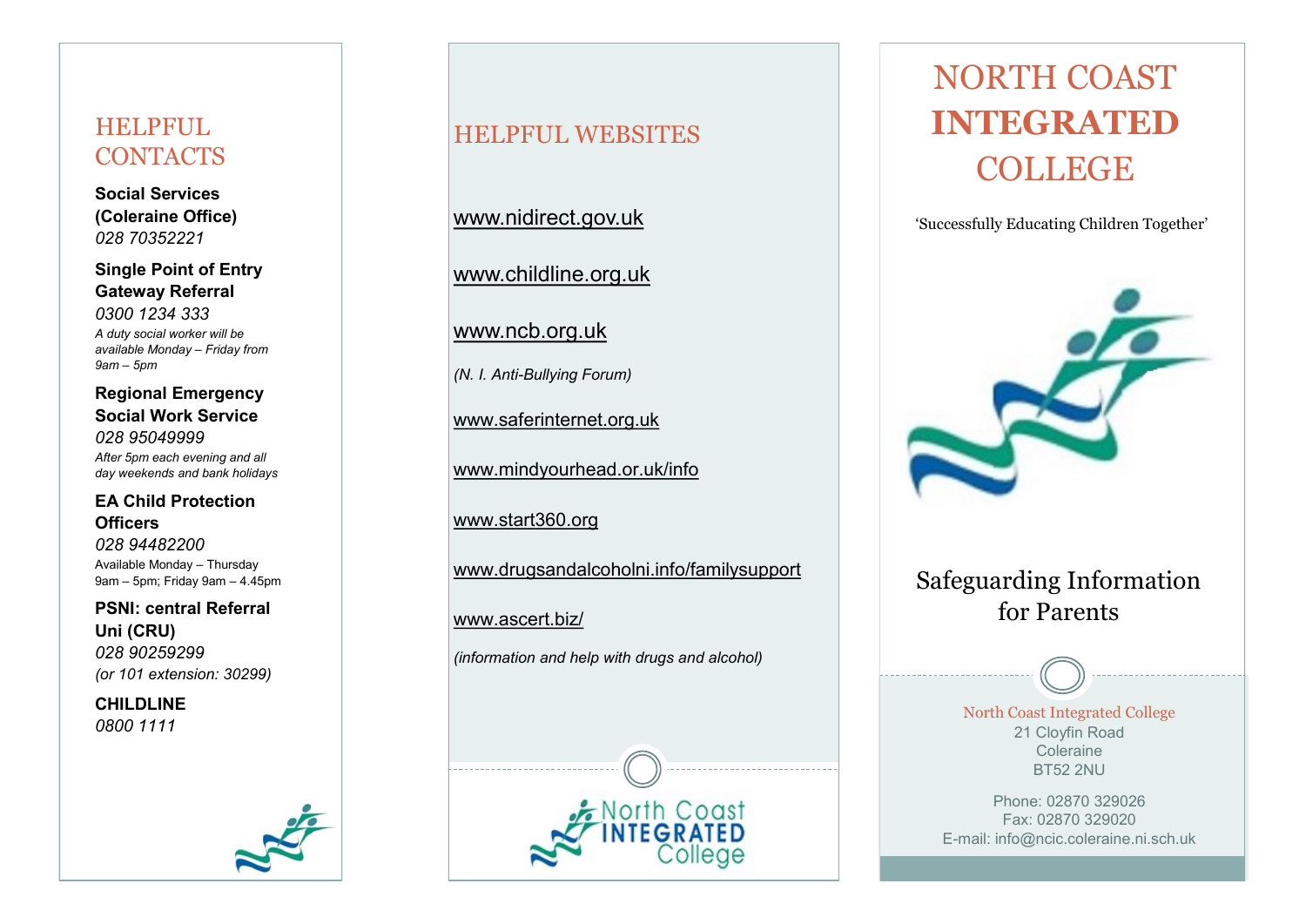## HELPFUL CONTACTS

**Social Services (Coleraine Office)**
*028 70352221*

**Single Point of Entry Gateway Referral**
*0300 1234 333*
*A duty social worker will be available Monday – Friday from 9am – 5pm*

**Regional Emergency Social Work Service**
*028 95049999*
*After 5pm each evening and all day weekends and bank holidays*

**EA Child Protection Officers**
*028 94482200*
Available Monday – Thursday 9am – 5pm; Friday 9am – 4.45pm

**PSNI: central Referral Uni (CRU)**
*028 90259299*
*(or 101 extension: 30299)*

**CHILDLINE**
*0800 1111*

## HELPFUL WEBSITES

www.nidirect.gov.uk

www.childline.org.uk

www.ncb.org.uk

*(N. I. Anti-Bullying Forum)*

www.saferinternet.org.uk

www.mindyourhead.or.uk/info

www.start360.org

www.drugsandalcoholni.info/familysupport

www.ascert.biz/

*(information and help with drugs and alcohol)*

North Coast INTEGRATED College

# NORTH COAST **INTEGRATED** COLLEGE

'Successfully Educating Children Together'

## Safeguarding Information for Parents

North Coast Integrated College
21 Cloyfin Road
Coleraine
BT52 2NU

Phone: 02870 329026
Fax: 02870 329020
E-mail: info@ncic.coleraine.ni.sch.uk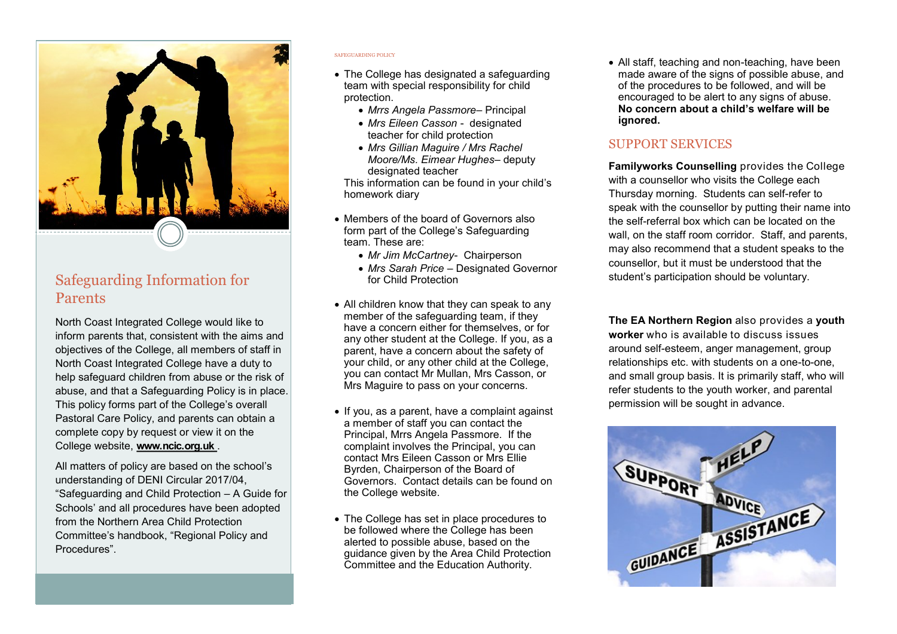## Safeguarding Information for Parents

North Coast Integrated College would like to inform parents that, consistent with the aims and objectives of the College, all members of staff in North Coast Integrated College have a duty to help safeguard children from abuse or the risk of abuse, and that a Safeguarding Policy is in place. This policy forms part of the College's overall Pastoral Care Policy, and parents can obtain a complete copy by request or view it on the College website, **www.ncic.org.uk** .

All matters of policy are based on the school's understanding of DENI Circular 2017/04, "Safeguarding and Child Protection – A Guide for Schools' and all procedures have been adopted from the Northern Area Child Protection Committee's handbook, "Regional Policy and Procedures".

SAFEGUARDING POLICY

- The College has designated a safeguarding team with special responsibility for child protection.
  - *Mrrs Angela Passmore*– Principal
  - *Mrs Eileen Casson* - designated teacher for child protection
  - *Mrs Gillian Maguire / Mrs Rachel Moore/Ms. Eimear Hughes*– deputy designated teacher

  This information can be found in your child's homework diary

- Members of the board of Governors also form part of the College's Safeguarding team. These are:
  - *Mr Jim McCartney*- Chairperson
  - *Mrs Sarah Price* – Designated Governor for Child Protection

- All children know that they can speak to any member of the safeguarding team, if they have a concern either for themselves, or for any other student at the College. If you, as a parent, have a concern about the safety of your child, or any other child at the College, you can contact Mr Mullan, Mrs Casson, or Mrs Maguire to pass on your concerns.

- If you, as a parent, have a complaint against a member of staff you can contact the Principal, Mrrs Angela Passmore. If the complaint involves the Principal, you can contact Mrs Eileen Casson or Mrs Ellie Byrden, Chairperson of the Board of Governors. Contact details can be found on the College website.

- The College has set in place procedures to be followed where the College has been alerted to possible abuse, based on the guidance given by the Area Child Protection Committee and the Education Authority.

- All staff, teaching and non-teaching, have been made aware of the signs of possible abuse, and of the procedures to be followed, and will be encouraged to be alert to any signs of abuse. **No concern about a child's welfare will be ignored.**

## SUPPORT SERVICES

**Familyworks Counselling** provides the College with a counsellor who visits the College each Thursday morning. Students can self-refer to speak with the counsellor by putting their name into the self-referral box which can be located on the wall, on the staff room corridor. Staff, and parents, may also recommend that a student speaks to the counsellor, but it must be understood that the student's participation should be voluntary.

**The EA Northern Region** also provides a **youth worker** who is available to discuss issues around self-esteem, anger management, group relationships etc. with students on a one-to-one, and small group basis. It is primarily staff, who will refer students to the youth worker, and parental permission will be sought in advance.